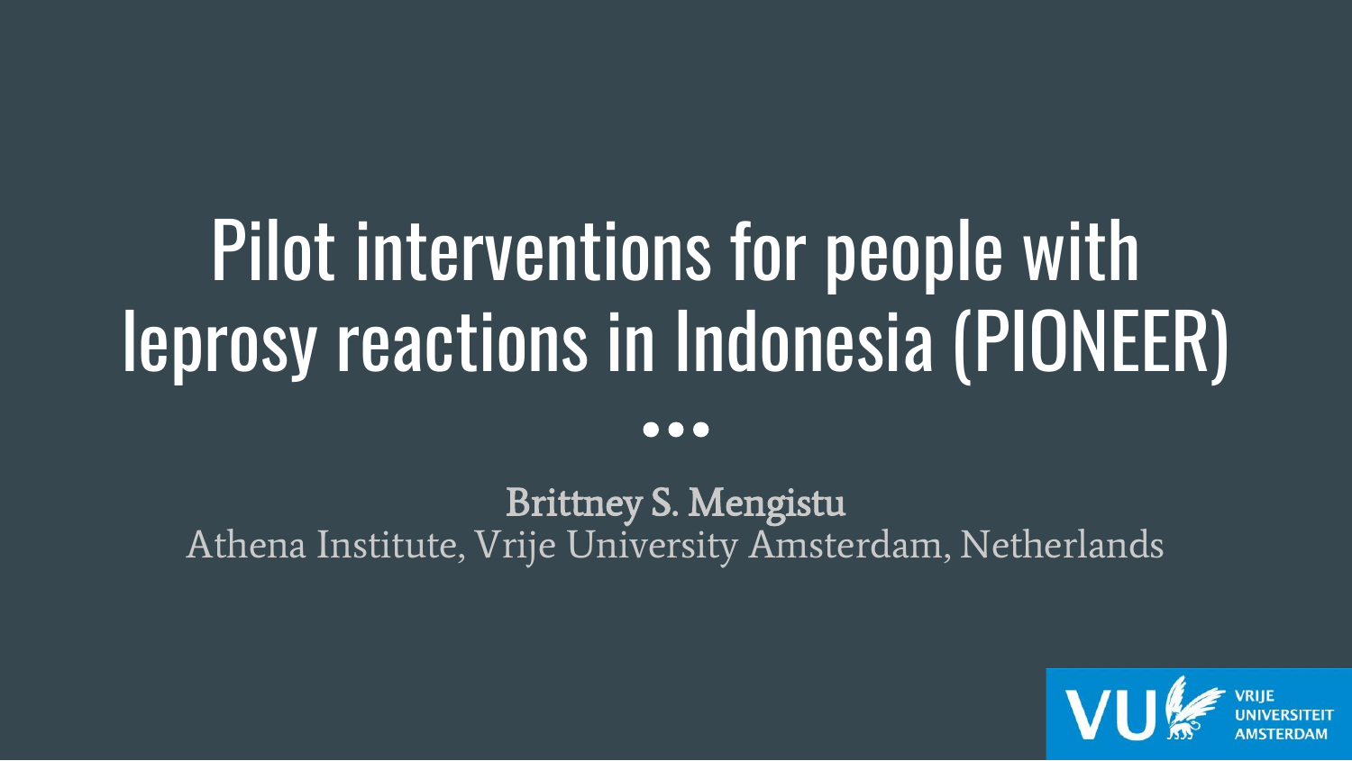# Pilot interventions for people with leprosy reactions in Indonesia (PIONEER)

Brittney S. Mengistu

Athena Institute, Vrije University Amsterdam, Netherlands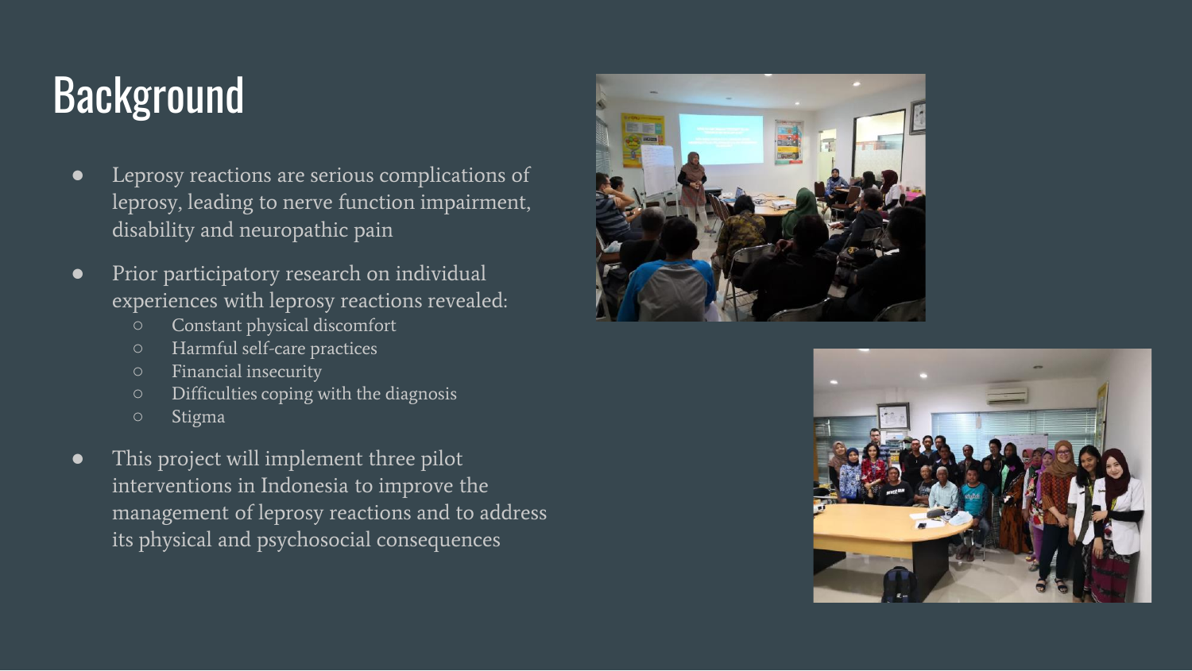# Background

- Leprosy reactions are serious complications of leprosy, leading to nerve function impairment, disability and neuropathic pain
- Prior participatory research on individual experiences with leprosy reactions revealed:
  - Constant physical discomfort
  - Harmful self-care practices
  - Financial insecurity
  - Difficulties coping with the diagnosis
  - Stigma
- This project will implement three pilot interventions in Indonesia to improve the management of leprosy reactions and to address its physical and psychosocial consequences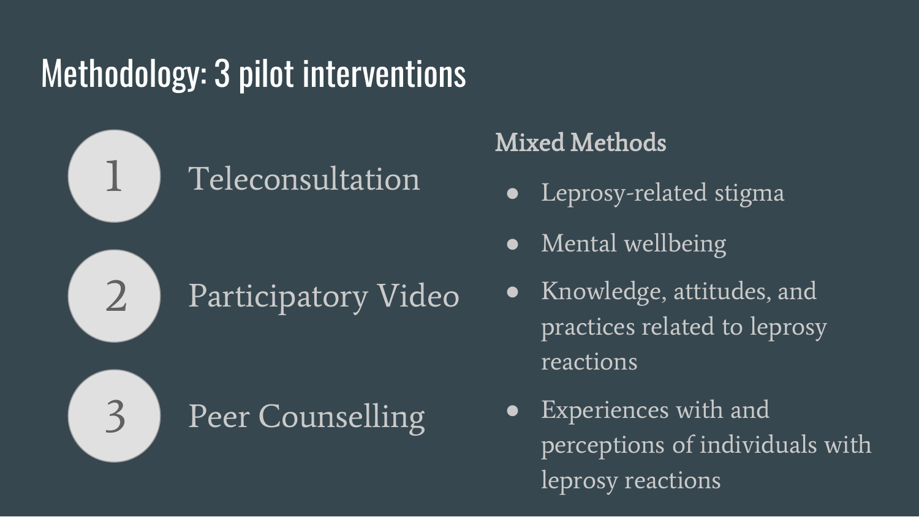# Methodology: 3 pilot interventions

1. Teleconsultation
2. Participatory Video
3. Peer Counselling

**Mixed Methods**

- Leprosy-related stigma
- Mental wellbeing
- Knowledge, attitudes, and practices related to leprosy reactions
- Experiences with and perceptions of individuals with leprosy reactions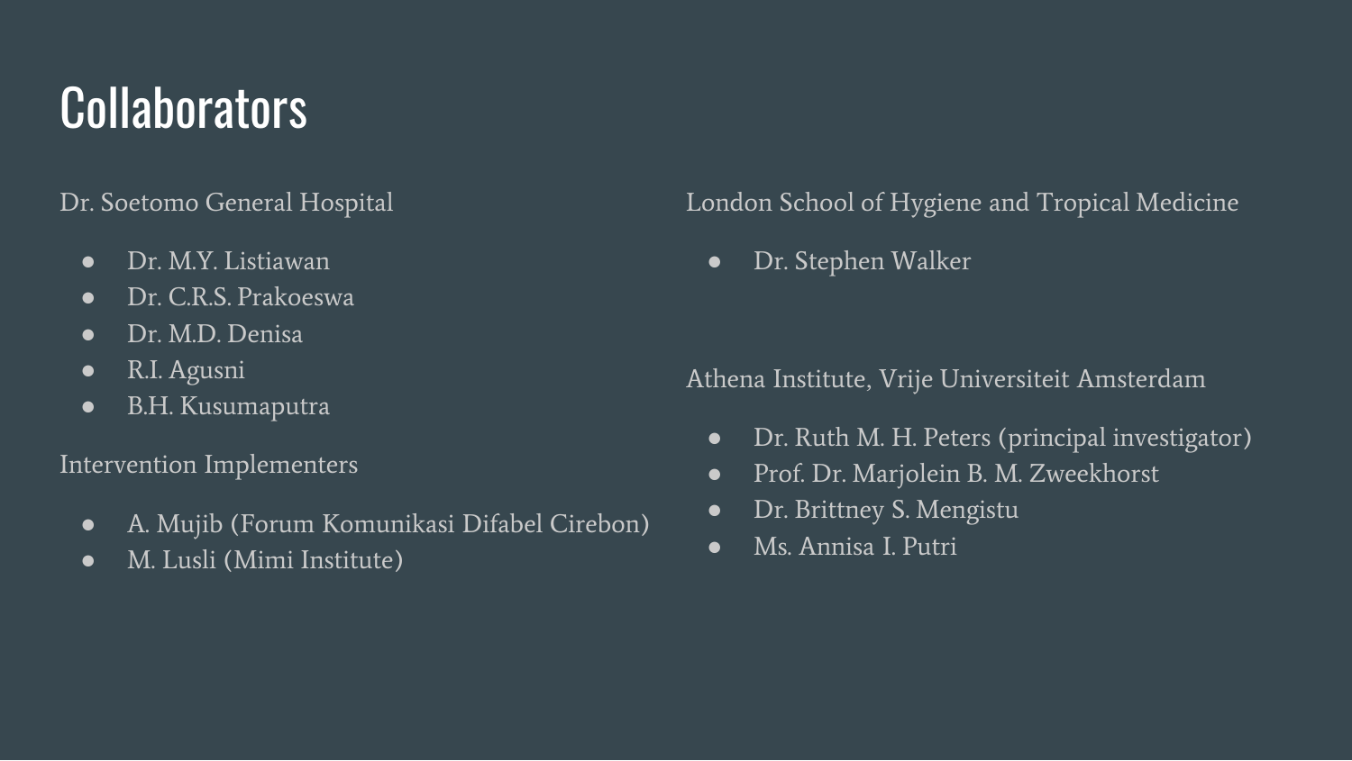# Collaborators

Dr. Soetomo General Hospital

- Dr. M.Y. Listiawan
- Dr. C.R.S. Prakoeswa
- Dr. M.D. Denisa
- R.I. Agusni
- B.H. Kusumaputra

Intervention Implementers

- A. Mujib (Forum Komunikasi Difabel Cirebon)
- M. Lusli (Mimi Institute)

London School of Hygiene and Tropical Medicine

- Dr. Stephen Walker

Athena Institute, Vrije Universiteit Amsterdam

- Dr. Ruth M. H. Peters (principal investigator)
- Prof. Dr. Marjolein B. M. Zweekhorst
- Dr. Brittney S. Mengistu
- Ms. Annisa I. Putri